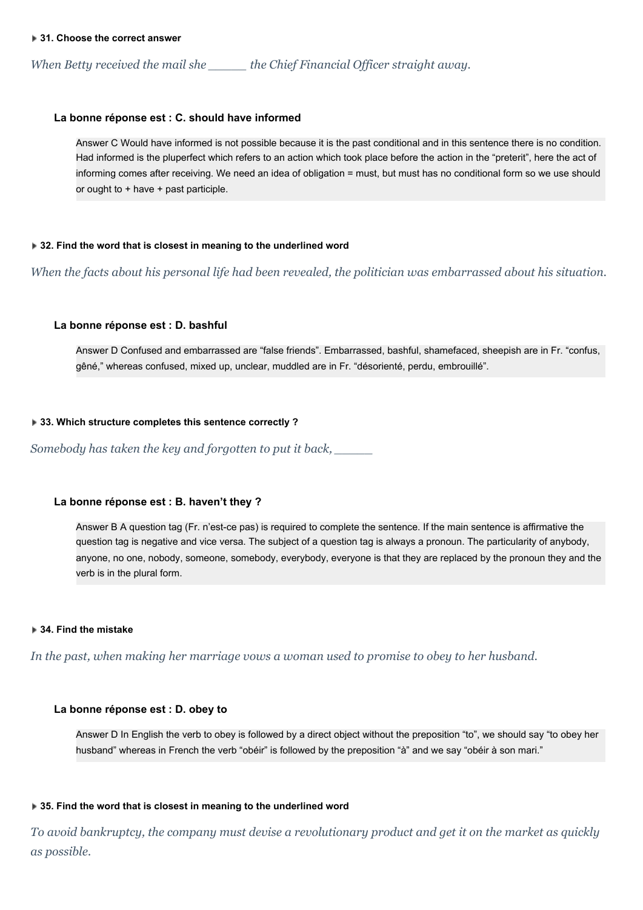#### ▸ 31. Choose the correct answer

*When Betty received the mail she _____ the Chief Financial Officer straight away.*

**La bonne réponse est : C. should have informed**

> Answer C Would have informed is not possible because it is the past conditional and in this sentence there is no condition. Had informed is the pluperfect which refers to an action which took place before the action in the "preterit", here the act of informing comes after receiving. We need an idea of obligation = must, but must has no conditional form so we use should or ought to + have + past participle.

#### ▸ 32. Find the word that is closest in meaning to the underlined word

*When the facts about his personal life had been revealed, the politician was embarrassed about his situation.*

**La bonne réponse est : D. bashful**

> Answer D Confused and embarrassed are "false friends". Embarrassed, bashful, shamefaced, sheepish are in Fr. "confus, gêné," whereas confused, mixed up, unclear, muddled are in Fr. "désorienté, perdu, embrouillé".

#### ▸ 33. Which structure completes this sentence correctly ?

*Somebody has taken the key and forgotten to put it back, _____*

**La bonne réponse est : B. haven't they ?**

> Answer B A question tag (Fr. n'est-ce pas) is required to complete the sentence. If the main sentence is affirmative the question tag is negative and vice versa. The subject of a question tag is always a pronoun. The particularity of anybody, anyone, no one, nobody, someone, somebody, everybody, everyone is that they are replaced by the pronoun they and the verb is in the plural form.

#### ▸ 34. Find the mistake

*In the past, when making her marriage vows a woman used to promise to obey to her husband.*

**La bonne réponse est : D. obey to**

> Answer D In English the verb to obey is followed by a direct object without the preposition "to", we should say "to obey her husband" whereas in French the verb "obéir" is followed by the preposition "à" and we say "obéir à son mari."

#### ▸ 35. Find the word that is closest in meaning to the underlined word

*To avoid bankruptcy, the company must devise a revolutionary product and get it on the market as quickly as possible.*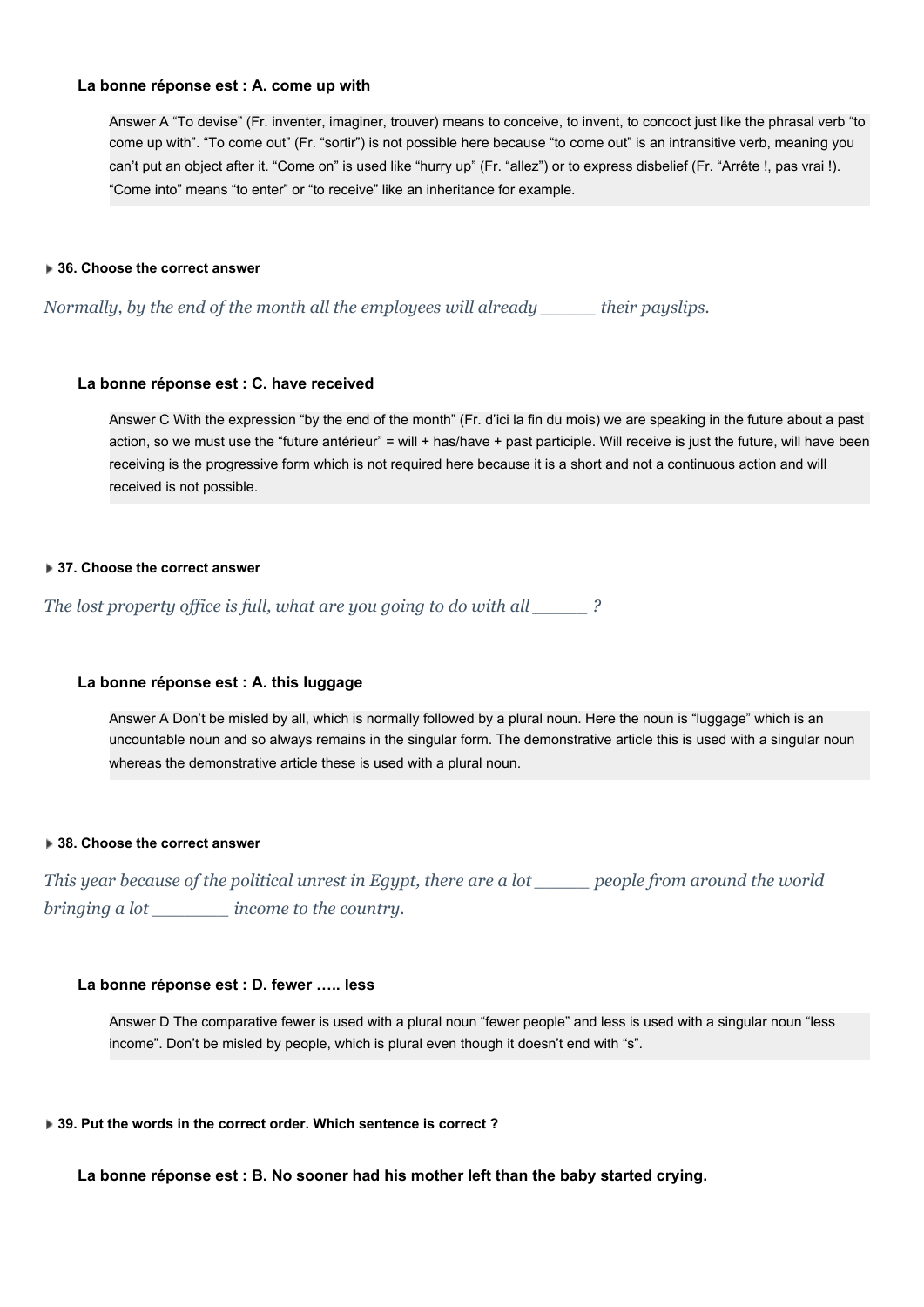**La bonne réponse est : A. come up with**

> Answer A “To devise” (Fr. inventer, imaginer, trouver) means to conceive, to invent, to concoct just like the phrasal verb “to come up with”. “To come out” (Fr. “sortir”) is not possible here because “to come out” is an intransitive verb, meaning you can’t put an object after it. “Come on” is used like “hurry up” (Fr. “allez”) or to express disbelief (Fr. “Arrête !, pas vrai !). “Come into” means “to enter” or “to receive” like an inheritance for example.

**36. Choose the correct answer**

*Normally, by the end of the month all the employees will already _____ their payslips.*

**La bonne réponse est : C. have received**

> Answer C With the expression “by the end of the month” (Fr. d’ici la fin du mois) we are speaking in the future about a past action, so we must use the “future antérieur” = will + has/have + past participle. Will receive is just the future, will have been receiving is the progressive form which is not required here because it is a short and not a continuous action and will received is not possible.

**37. Choose the correct answer**

*The lost property office is full, what are you going to do with all _____ ?*

**La bonne réponse est : A. this luggage**

> Answer A Don’t be misled by all, which is normally followed by a plural noun. Here the noun is “luggage” which is an uncountable noun and so always remains in the singular form. The demonstrative article this is used with a singular noun whereas the demonstrative article these is used with a plural noun.

**38. Choose the correct answer**

*This year because of the political unrest in Egypt, there are a lot _____ people from around the world bringing a lot _______ income to the country.*

**La bonne réponse est : D. fewer ….. less**

> Answer D The comparative fewer is used with a plural noun “fewer people” and less is used with a singular noun “less income”. Don’t be misled by people, which is plural even though it doesn’t end with “s”.

**39. Put the words in the correct order. Which sentence is correct ?**

**La bonne réponse est : B. No sooner had his mother left than the baby started crying.**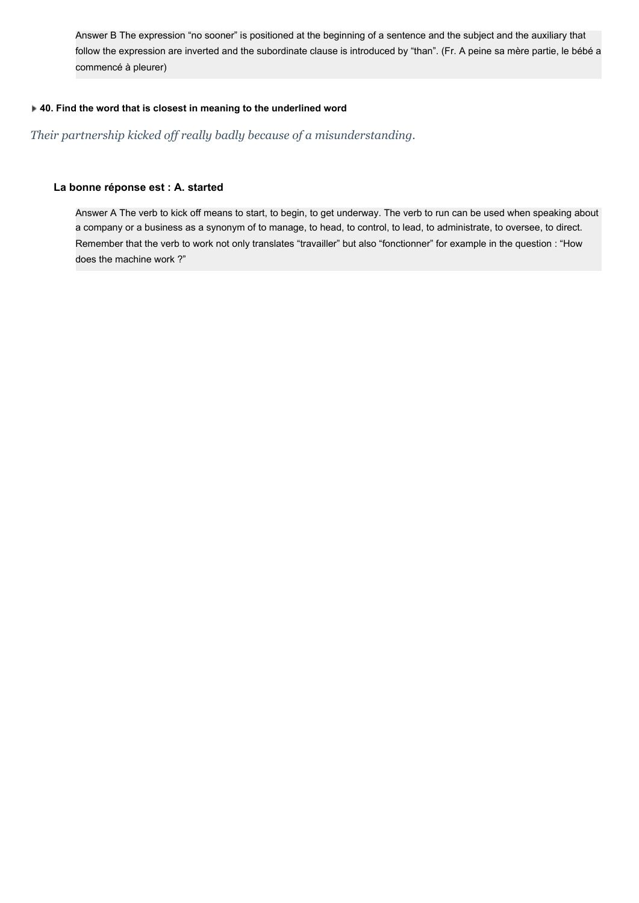Answer B The expression “no sooner” is positioned at the beginning of a sentence and the subject and the auxiliary that follow the expression are inverted and the subordinate clause is introduced by “than”. (Fr. A peine sa mère partie, le bébé a commencé à pleurer)

**40. Find the word that is closest in meaning to the underlined word**

*Their partnership kicked off really badly because of a misunderstanding.*

**La bonne réponse est : A. started**

Answer A The verb to kick off means to start, to begin, to get underway. The verb to run can be used when speaking about a company or a business as a synonym of to manage, to head, to control, to lead, to administrate, to oversee, to direct. Remember that the verb to work not only translates “travailler” but also “fonctionner” for example in the question : “How does the machine work ?”